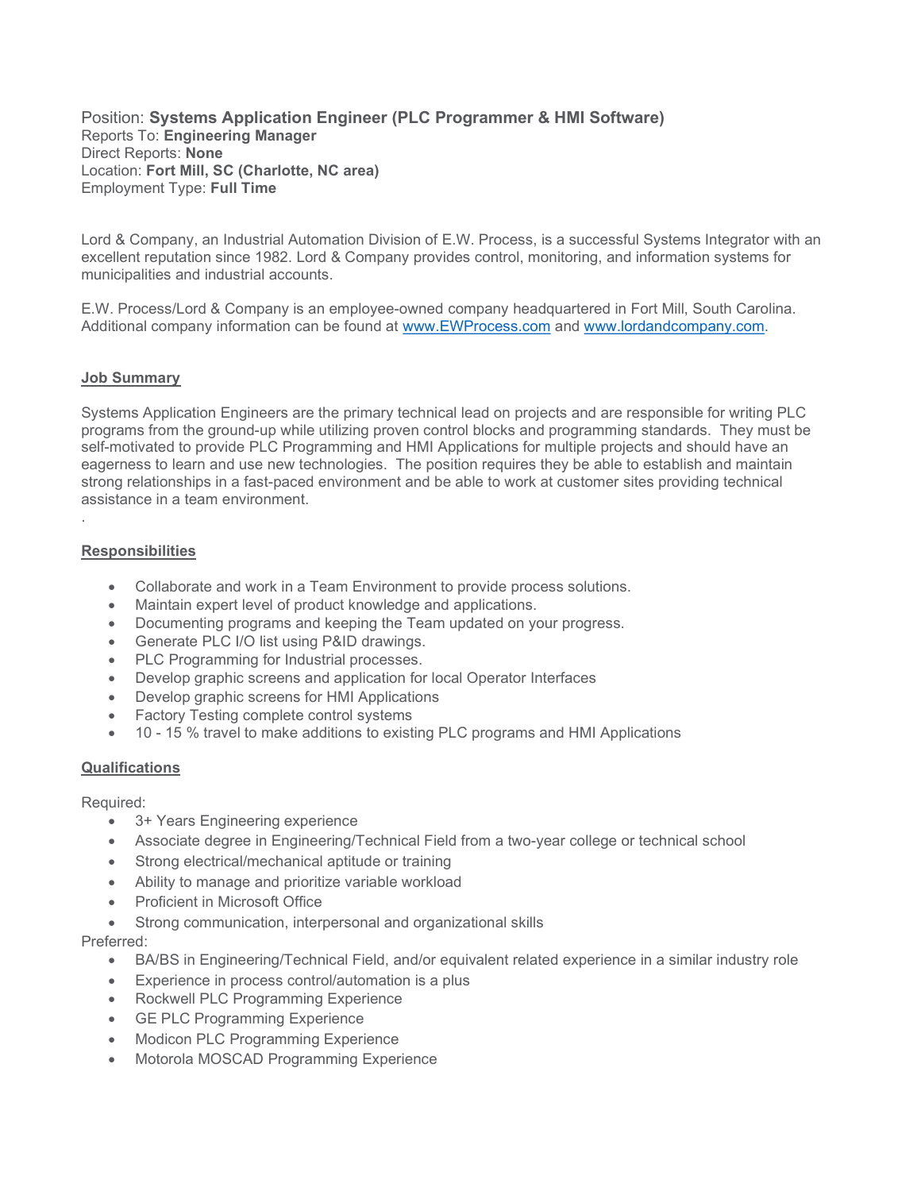Position: **Systems Application Engineer (PLC Programmer & HMI Software)**
Reports To: **Engineering Manager**
Direct Reports: **None**
Location: **Fort Mill, SC (Charlotte, NC area)**
Employment Type: **Full Time**

Lord & Company, an Industrial Automation Division of E.W. Process, is a successful Systems Integrator with an excellent reputation since 1982. Lord & Company provides control, monitoring, and information systems for municipalities and industrial accounts.

E.W. Process/Lord & Company is an employee-owned company headquartered in Fort Mill, South Carolina. Additional company information can be found at [www.EWProcess.com](http://www.EWProcess.com) and [www.lordandcompany.com](http://www.lordandcompany.com).

## Job Summary

Systems Application Engineers are the primary technical lead on projects and are responsible for writing PLC programs from the ground-up while utilizing proven control blocks and programming standards. They must be self-motivated to provide PLC Programming and HMI Applications for multiple projects and should have an eagerness to learn and use new technologies. The position requires they be able to establish and maintain strong relationships in a fast-paced environment and be able to work at customer sites providing technical assistance in a team environment.

.

## Responsibilities

- Collaborate and work in a Team Environment to provide process solutions.
- Maintain expert level of product knowledge and applications.
- Documenting programs and keeping the Team updated on your progress.
- Generate PLC I/O list using P&ID drawings.
- PLC Programming for Industrial processes.
- Develop graphic screens and application for local Operator Interfaces
- Develop graphic screens for HMI Applications
- Factory Testing complete control systems
- 10 - 15 % travel to make additions to existing PLC programs and HMI Applications

## Qualifications

Required:

- 3+ Years Engineering experience
- Associate degree in Engineering/Technical Field from a two-year college or technical school
- Strong electrical/mechanical aptitude or training
- Ability to manage and prioritize variable workload
- Proficient in Microsoft Office
- Strong communication, interpersonal and organizational skills

Preferred:

- BA/BS in Engineering/Technical Field, and/or equivalent related experience in a similar industry role
- Experience in process control/automation is a plus
- Rockwell PLC Programming Experience
- GE PLC Programming Experience
- Modicon PLC Programming Experience
- Motorola MOSCAD Programming Experience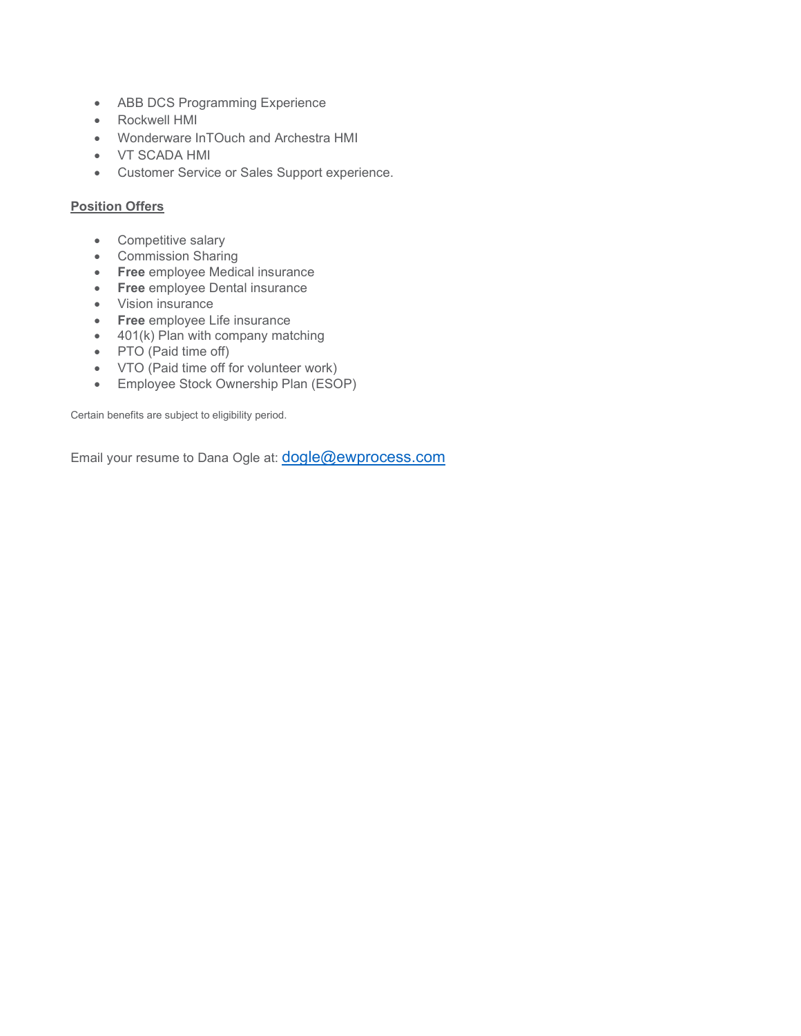- ABB DCS Programming Experience
- Rockwell HMI
- Wonderware InTOuch and Archestra HMI
- VT SCADA HMI
- Customer Service or Sales Support experience.

**Position Offers**

- Competitive salary
- Commission Sharing
- **Free** employee Medical insurance
- **Free** employee Dental insurance
- Vision insurance
- **Free** employee Life insurance
- 401(k) Plan with company matching
- PTO (Paid time off)
- VTO (Paid time off for volunteer work)
- Employee Stock Ownership Plan (ESOP)

Certain benefits are subject to eligibility period.

Email your resume to Dana Ogle at: dogle@ewprocess.com